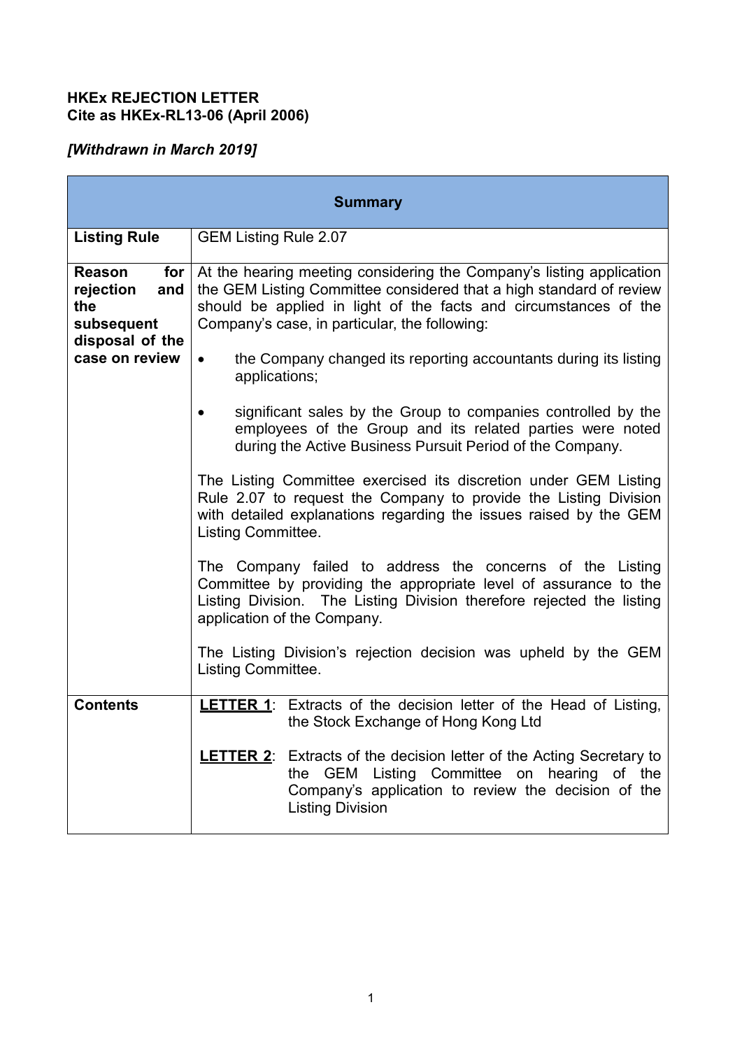**HKEx REJECTION LETTER**
**Cite as HKEx-RL13-06 (April 2006)**

***[Withdrawn in March 2019]***

| **Summary** | |
|---|---|
| **Listing Rule** | GEM Listing Rule 2.07 |
| **Reason for rejection and the subsequent disposal of the case on review** | At the hearing meeting considering the Company's listing application the GEM Listing Committee considered that a high standard of review should be applied in light of the facts and circumstances of the Company's case, in particular, the following:<br><br>• the Company changed its reporting accountants during its listing applications;<br><br>• significant sales by the Group to companies controlled by the employees of the Group and its related parties were noted during the Active Business Pursuit Period of the Company.<br><br>The Listing Committee exercised its discretion under GEM Listing Rule 2.07 to request the Company to provide the Listing Division with detailed explanations regarding the issues raised by the GEM Listing Committee.<br><br>The Company failed to address the concerns of the Listing Committee by providing the appropriate level of assurance to the Listing Division. The Listing Division therefore rejected the listing application of the Company.<br><br>The Listing Division's rejection decision was upheld by the GEM Listing Committee. |
| **Contents** | **<u>LETTER 1</u>**: Extracts of the decision letter of the Head of Listing, the Stock Exchange of Hong Kong Ltd<br><br>**<u>LETTER 2</u>**: Extracts of the decision letter of the Acting Secretary to the GEM Listing Committee on hearing of the Company's application to review the decision of the Listing Division |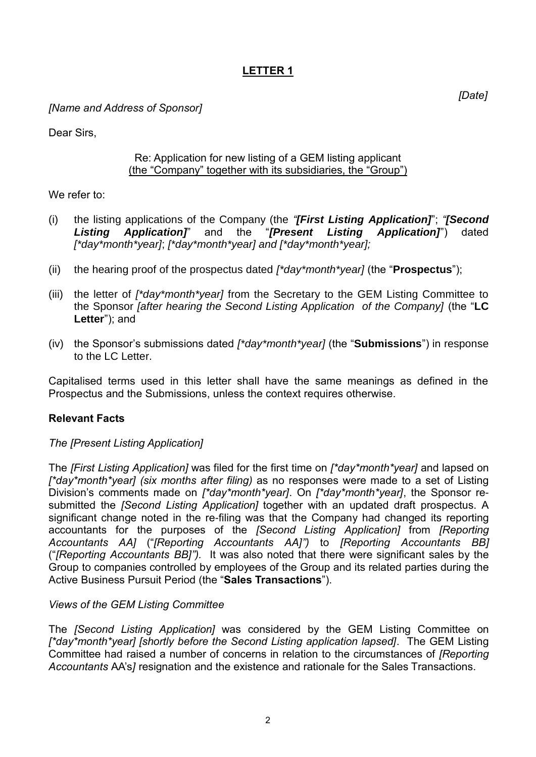## LETTER 1

*[Date]*

*[Name and Address of Sponsor]*

Dear Sirs,

Re: Application for new listing of a GEM listing applicant
(the "Company" together with its subsidiaries, the "Group")

We refer to:

(i) the listing applications of the Company (the *"**[First Listing Application]**"*; *"**[Second Listing Application]**"* and the "***[Present Listing Application]***") dated *[\*day\*month\*year]*; *[\*day\*month\*year] and [\*day\*month\*year];*

(ii) the hearing proof of the prospectus dated *[\*day\*month\*year]* (the "**Prospectus**");

(iii) the letter of *[\*day\*month\*year]* from the Secretary to the GEM Listing Committee to the Sponsor *[after hearing the Second Listing Application of the Company]* (the "**LC Letter**"); and

(iv) the Sponsor's submissions dated *[\*day\*month\*year]* (the "**Submissions**") in response to the LC Letter.

Capitalised terms used in this letter shall have the same meanings as defined in the Prospectus and the Submissions, unless the context requires otherwise.

**Relevant Facts**

*The [Present Listing Application]*

The *[First Listing Application]* was filed for the first time on *[\*day\*month\*year]* and lapsed on *[\*day\*month\*year] (six months after filing)* as no responses were made to a set of Listing Division's comments made on *[\*day\*month\*year]*. On *[\*day\*month\*year]*, the Sponsor re-submitted the *[Second Listing Application]* together with an updated draft prospectus. A significant change noted in the re-filing was that the Company had changed its reporting accountants for the purposes of the *[Second Listing Application]* from *[Reporting Accountants AA]* ("*[Reporting Accountants AA]")* to *[Reporting Accountants BB]* ("*[Reporting Accountants BB]").* It was also noted that there were significant sales by the Group to companies controlled by employees of the Group and its related parties during the Active Business Pursuit Period (the "**Sales Transactions**").

*Views of the GEM Listing Committee*

The *[Second Listing Application]* was considered by the GEM Listing Committee on *[\*day\*month\*year] [shortly before the Second Listing application lapsed]*. The GEM Listing Committee had raised a number of concerns in relation to the circumstances of *[Reporting Accountants* AA's*]* resignation and the existence and rationale for the Sales Transactions.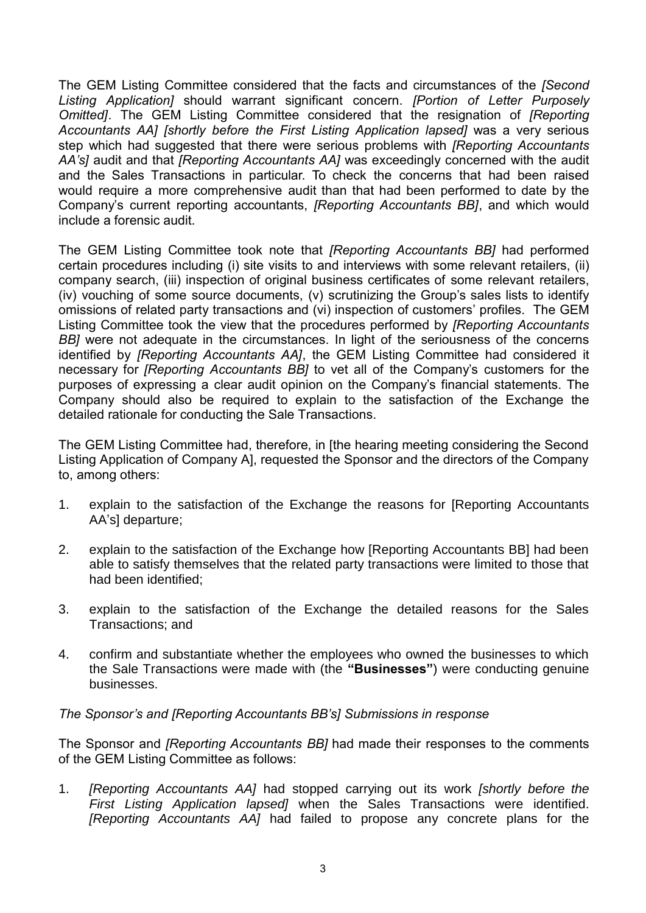The GEM Listing Committee considered that the facts and circumstances of the *[Second Listing Application]* should warrant significant concern. *[Portion of Letter Purposely Omitted]*. The GEM Listing Committee considered that the resignation of *[Reporting Accountants AA] [shortly before the First Listing Application lapsed]* was a very serious step which had suggested that there were serious problems with *[Reporting Accountants AA's]* audit and that *[Reporting Accountants AA]* was exceedingly concerned with the audit and the Sales Transactions in particular. To check the concerns that had been raised would require a more comprehensive audit than that had been performed to date by the Company's current reporting accountants, *[Reporting Accountants BB]*, and which would include a forensic audit.

The GEM Listing Committee took note that *[Reporting Accountants BB]* had performed certain procedures including (i) site visits to and interviews with some relevant retailers, (ii) company search, (iii) inspection of original business certificates of some relevant retailers, (iv) vouching of some source documents, (v) scrutinizing the Group's sales lists to identify omissions of related party transactions and (vi) inspection of customers' profiles. The GEM Listing Committee took the view that the procedures performed by *[Reporting Accountants BB]* were not adequate in the circumstances. In light of the seriousness of the concerns identified by *[Reporting Accountants AA]*, the GEM Listing Committee had considered it necessary for *[Reporting Accountants BB]* to vet all of the Company's customers for the purposes of expressing a clear audit opinion on the Company's financial statements. The Company should also be required to explain to the satisfaction of the Exchange the detailed rationale for conducting the Sale Transactions.

The GEM Listing Committee had, therefore, in [the hearing meeting considering the Second Listing Application of Company A], requested the Sponsor and the directors of the Company to, among others:

1. explain to the satisfaction of the Exchange the reasons for [Reporting Accountants AA's] departure;

2. explain to the satisfaction of the Exchange how [Reporting Accountants BB] had been able to satisfy themselves that the related party transactions were limited to those that had been identified;

3. explain to the satisfaction of the Exchange the detailed reasons for the Sales Transactions; and

4. confirm and substantiate whether the employees who owned the businesses to which the Sale Transactions were made with (the **"Businesses"**) were conducting genuine businesses.

*The Sponsor's and [Reporting Accountants BB's] Submissions in response*

The Sponsor and *[Reporting Accountants BB]* had made their responses to the comments of the GEM Listing Committee as follows:

1. *[Reporting Accountants AA]* had stopped carrying out its work *[shortly before the First Listing Application lapsed]* when the Sales Transactions were identified. *[Reporting Accountants AA]* had failed to propose any concrete plans for the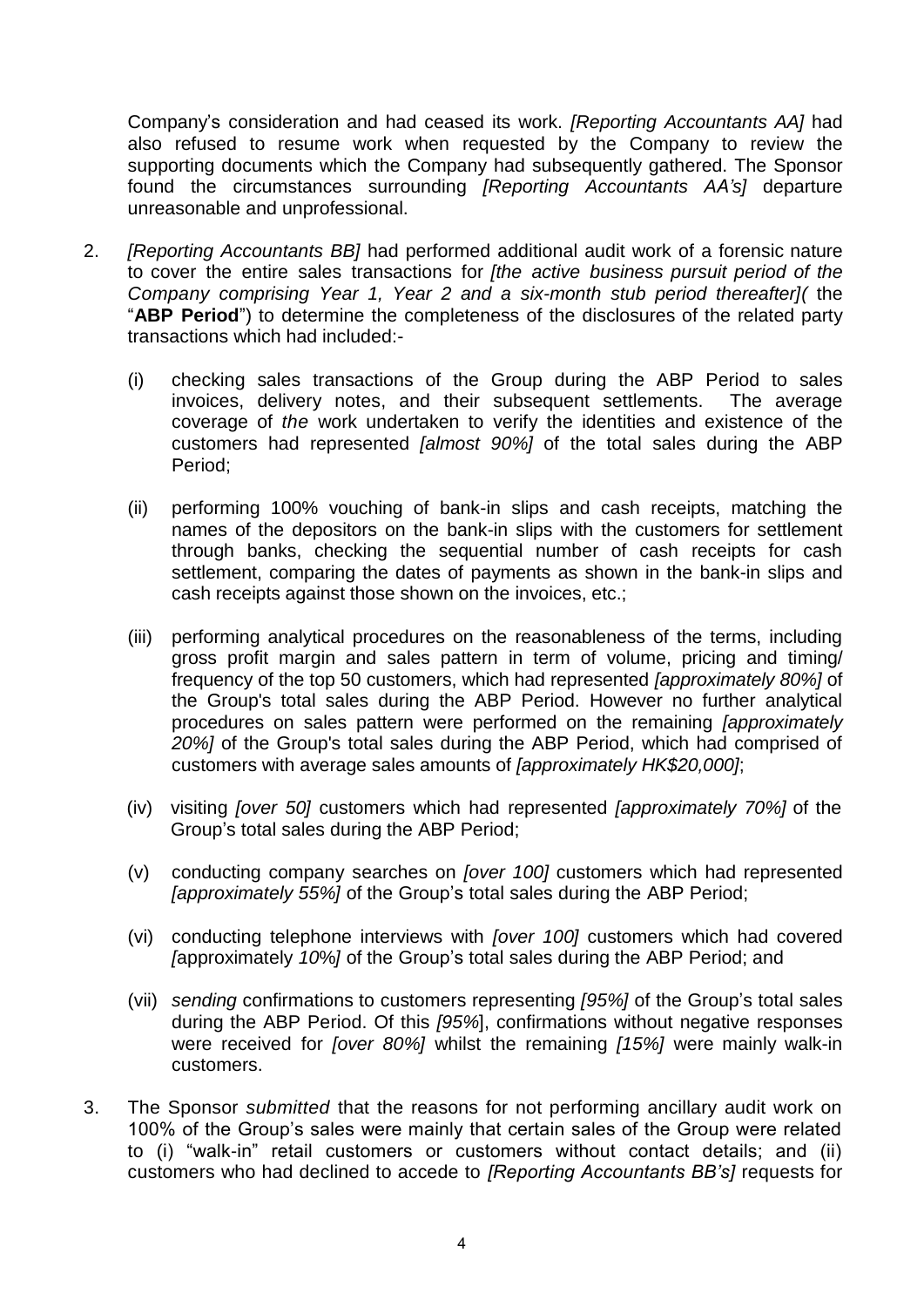Company's consideration and had ceased its work. *[Reporting Accountants AA]* had also refused to resume work when requested by the Company to review the supporting documents which the Company had subsequently gathered. The Sponsor found the circumstances surrounding *[Reporting Accountants AA's]* departure unreasonable and unprofessional.

2. *[Reporting Accountants BB]* had performed additional audit work of a forensic nature to cover the entire sales transactions for *[the active business pursuit period of the Company comprising Year 1, Year 2 and a six-month stub period thereafter]*( the "**ABP Period**") to determine the completeness of the disclosures of the related party transactions which had included:-

   (i) checking sales transactions of the Group during the ABP Period to sales invoices, delivery notes, and their subsequent settlements. The average coverage of *the* work undertaken to verify the identities and existence of the customers had represented *[almost 90%]* of the total sales during the ABP Period;

   (ii) performing 100% vouching of bank-in slips and cash receipts, matching the names of the depositors on the bank-in slips with the customers for settlement through banks, checking the sequential number of cash receipts for cash settlement, comparing the dates of payments as shown in the bank-in slips and cash receipts against those shown on the invoices, etc.;

   (iii) performing analytical procedures on the reasonableness of the terms, including gross profit margin and sales pattern in term of volume, pricing and timing/ frequency of the top 50 customers, which had represented *[approximately 80%]* of the Group's total sales during the ABP Period. However no further analytical procedures on sales pattern were performed on the remaining *[approximately 20%]* of the Group's total sales during the ABP Period, which had comprised of customers with average sales amounts of *[approximately HK$20,000]*;

   (iv) visiting *[over 50]* customers which had represented *[approximately 70%]* of the Group's total sales during the ABP Period;

   (v) conducting company searches on *[over 100]* customers which had represented *[approximately 55%]* of the Group's total sales during the ABP Period;

   (vi) conducting telephone interviews with *[over 100]* customers which had covered *[*approximately *10%]* of the Group's total sales during the ABP Period; and

   (vii) *sending* confirmations to customers representing *[95%]* of the Group's total sales during the ABP Period. Of this *[95%*], confirmations without negative responses were received for *[over 80%]* whilst the remaining *[15%]* were mainly walk-in customers.

3. The Sponsor *submitted* that the reasons for not performing ancillary audit work on 100% of the Group's sales were mainly that certain sales of the Group were related to (i) "walk-in" retail customers or customers without contact details; and (ii) customers who had declined to accede to *[Reporting Accountants BB's]* requests for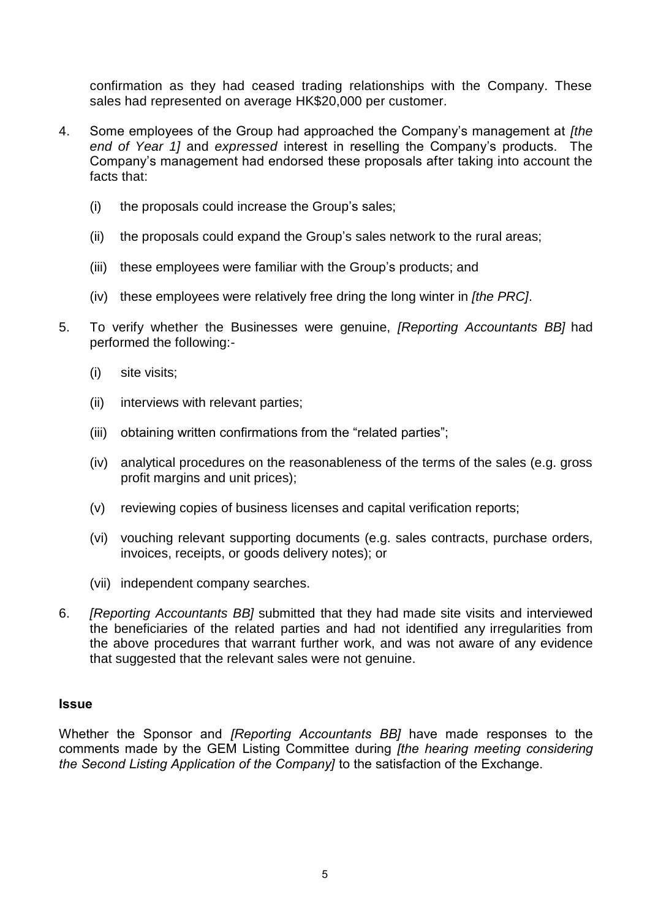confirmation as they had ceased trading relationships with the Company. These sales had represented on average HK$20,000 per customer.

4. Some employees of the Group had approached the Company's management at *[the end of Year 1]* and *expressed* interest in reselling the Company's products. The Company's management had endorsed these proposals after taking into account the facts that:

   (i) the proposals could increase the Group's sales;

   (ii) the proposals could expand the Group's sales network to the rural areas;

   (iii) these employees were familiar with the Group's products; and

   (iv) these employees were relatively free dring the long winter in *[the PRC]*.

5. To verify whether the Businesses were genuine, *[Reporting Accountants BB]* had performed the following:-

   (i) site visits;

   (ii) interviews with relevant parties;

   (iii) obtaining written confirmations from the "related parties";

   (iv) analytical procedures on the reasonableness of the terms of the sales (e.g. gross profit margins and unit prices);

   (v) reviewing copies of business licenses and capital verification reports;

   (vi) vouching relevant supporting documents (e.g. sales contracts, purchase orders, invoices, receipts, or goods delivery notes); or

   (vii) independent company searches.

6. *[Reporting Accountants BB]* submitted that they had made site visits and interviewed the beneficiaries of the related parties and had not identified any irregularities from the above procedures that warrant further work, and was not aware of any evidence that suggested that the relevant sales were not genuine.

**Issue**

Whether the Sponsor and *[Reporting Accountants BB]* have made responses to the comments made by the GEM Listing Committee during *[the hearing meeting considering the Second Listing Application of the Company]* to the satisfaction of the Exchange.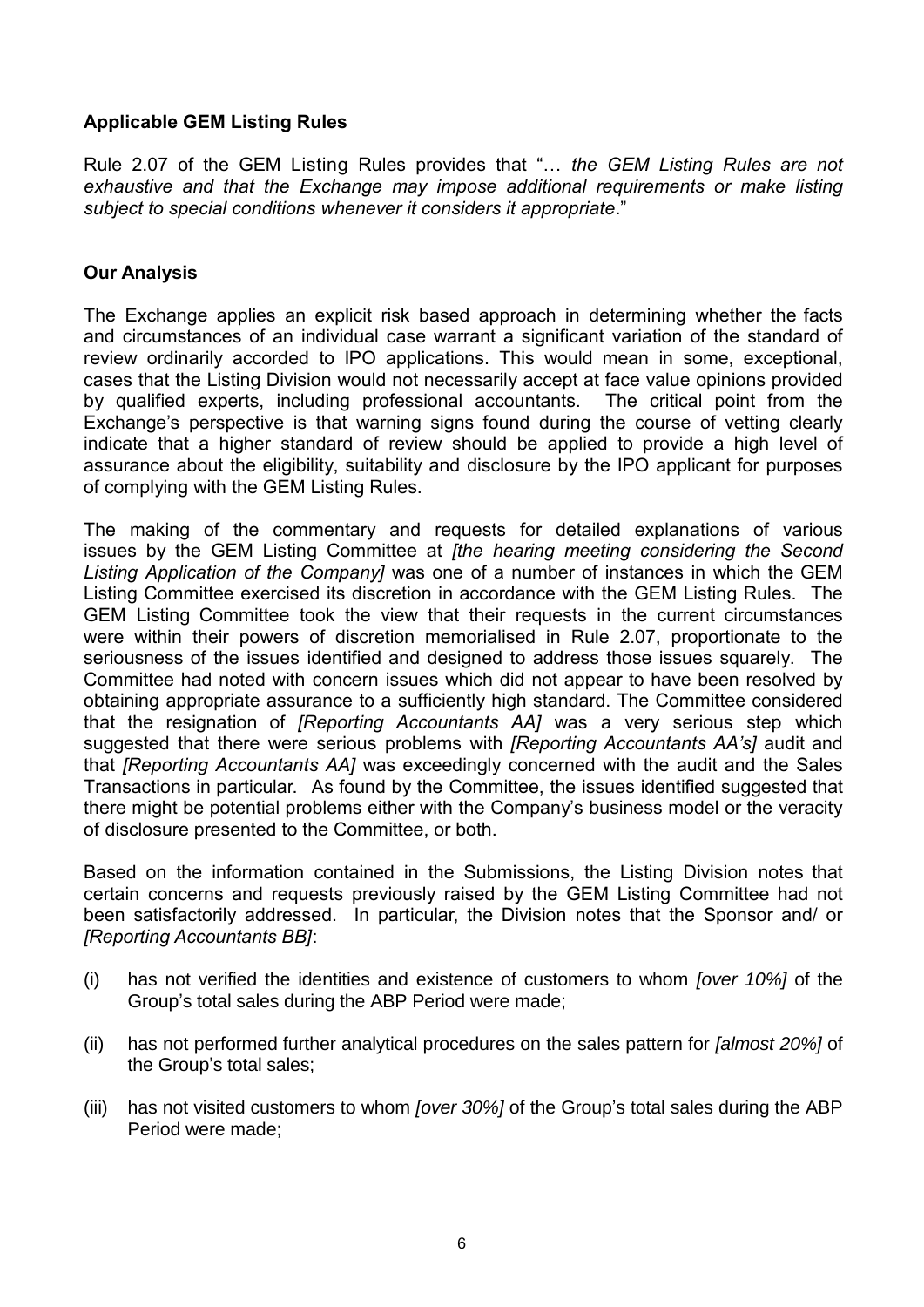**Applicable GEM Listing Rules**

Rule 2.07 of the GEM Listing Rules provides that "… *the GEM Listing Rules are not exhaustive and that the Exchange may impose additional requirements or make listing subject to special conditions whenever it considers it appropriate*."

**Our Analysis**

The Exchange applies an explicit risk based approach in determining whether the facts and circumstances of an individual case warrant a significant variation of the standard of review ordinarily accorded to IPO applications. This would mean in some, exceptional, cases that the Listing Division would not necessarily accept at face value opinions provided by qualified experts, including professional accountants. The critical point from the Exchange's perspective is that warning signs found during the course of vetting clearly indicate that a higher standard of review should be applied to provide a high level of assurance about the eligibility, suitability and disclosure by the IPO applicant for purposes of complying with the GEM Listing Rules.

The making of the commentary and requests for detailed explanations of various issues by the GEM Listing Committee at *[the hearing meeting considering the Second Listing Application of the Company]* was one of a number of instances in which the GEM Listing Committee exercised its discretion in accordance with the GEM Listing Rules. The GEM Listing Committee took the view that their requests in the current circumstances were within their powers of discretion memorialised in Rule 2.07, proportionate to the seriousness of the issues identified and designed to address those issues squarely. The Committee had noted with concern issues which did not appear to have been resolved by obtaining appropriate assurance to a sufficiently high standard. The Committee considered that the resignation of *[Reporting Accountants AA]* was a very serious step which suggested that there were serious problems with *[Reporting Accountants AA's]* audit and that *[Reporting Accountants AA]* was exceedingly concerned with the audit and the Sales Transactions in particular. As found by the Committee, the issues identified suggested that there might be potential problems either with the Company's business model or the veracity of disclosure presented to the Committee, or both.

Based on the information contained in the Submissions, the Listing Division notes that certain concerns and requests previously raised by the GEM Listing Committee had not been satisfactorily addressed. In particular, the Division notes that the Sponsor and/ or *[Reporting Accountants BB]*:

(i) has not verified the identities and existence of customers to whom *[over 10%]* of the Group's total sales during the ABP Period were made;

(ii) has not performed further analytical procedures on the sales pattern for *[almost 20%]* of the Group's total sales;

(iii) has not visited customers to whom *[over 30%]* of the Group's total sales during the ABP Period were made;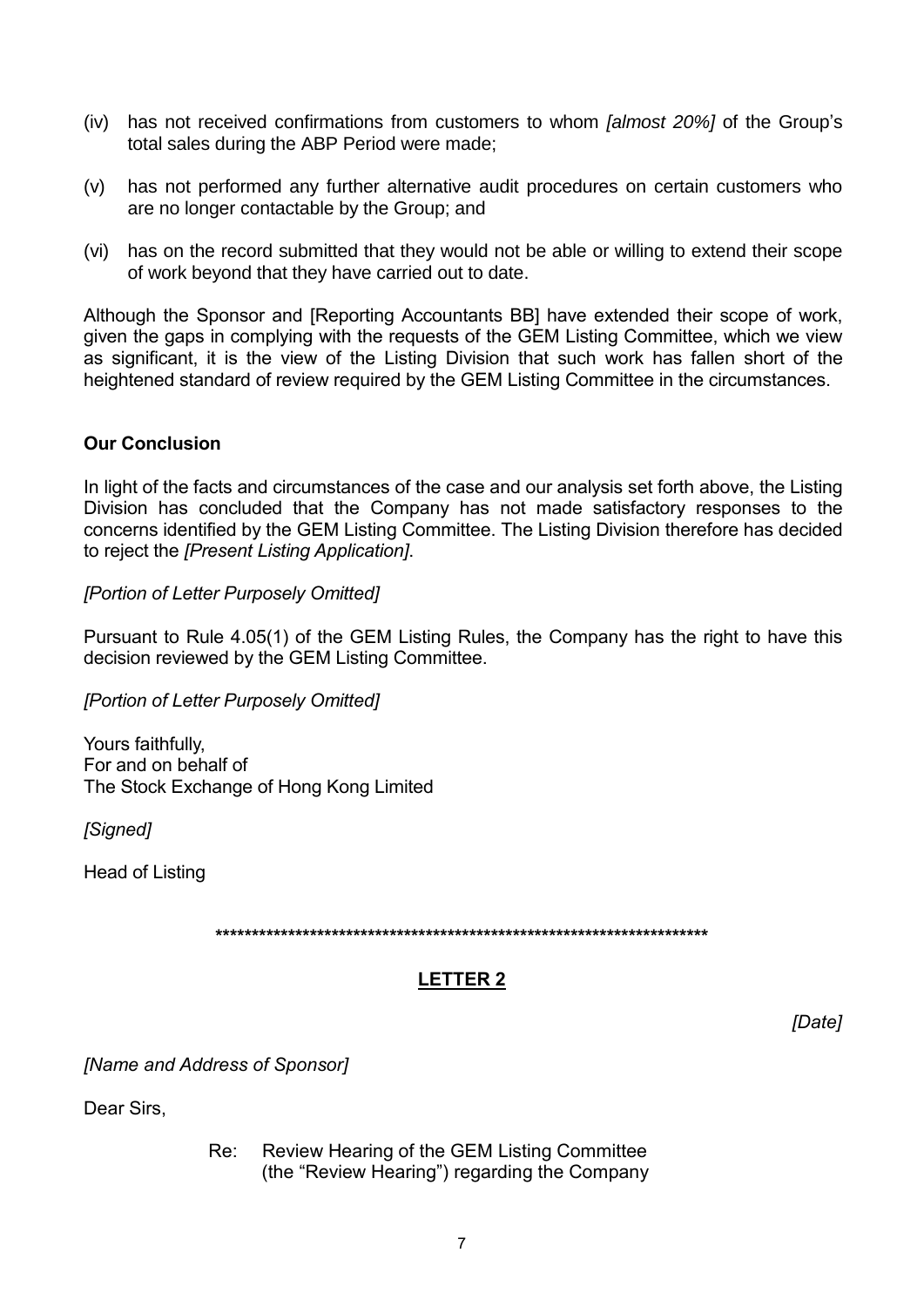(iv) has not received confirmations from customers to whom *[almost 20%]* of the Group's total sales during the ABP Period were made;

(v) has not performed any further alternative audit procedures on certain customers who are no longer contactable by the Group; and

(vi) has on the record submitted that they would not be able or willing to extend their scope of work beyond that they have carried out to date.

Although the Sponsor and [Reporting Accountants BB] have extended their scope of work, given the gaps in complying with the requests of the GEM Listing Committee, which we view as significant, it is the view of the Listing Division that such work has fallen short of the heightened standard of review required by the GEM Listing Committee in the circumstances.

**Our Conclusion**

In light of the facts and circumstances of the case and our analysis set forth above, the Listing Division has concluded that the Company has not made satisfactory responses to the concerns identified by the GEM Listing Committee. The Listing Division therefore has decided to reject the *[Present Listing Application]*.

*[Portion of Letter Purposely Omitted]*

Pursuant to Rule 4.05(1) of the GEM Listing Rules, the Company has the right to have this decision reviewed by the GEM Listing Committee.

*[Portion of Letter Purposely Omitted]*

Yours faithfully,
For and on behalf of
The Stock Exchange of Hong Kong Limited

*[Signed]*

Head of Listing

************************************************************************

## LETTER 2

*[Date]*

*[Name and Address of Sponsor]*

Dear Sirs,

Re: Review Hearing of the GEM Listing Committee (the "Review Hearing") regarding the Company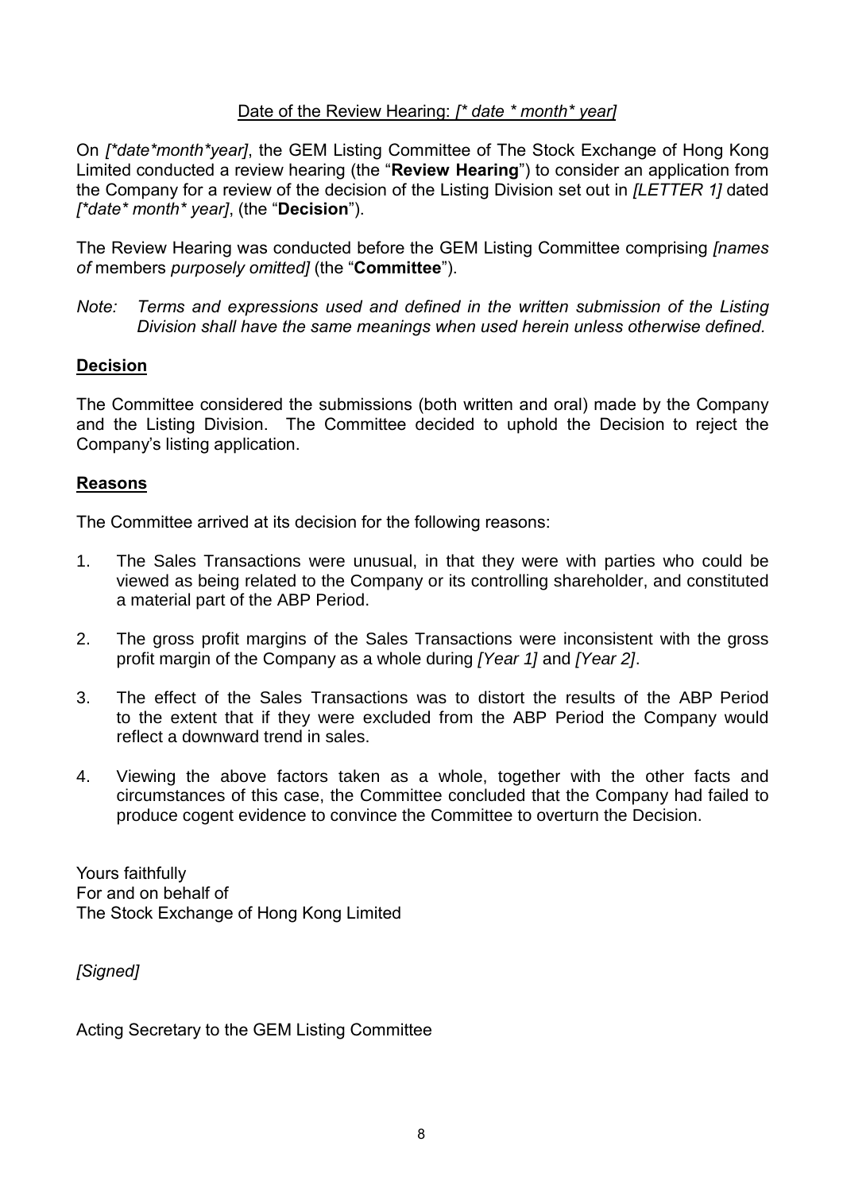Date of the Review Hearing: *[\* date \* month\* year]*

On *[\*date\*month\*year]*, the GEM Listing Committee of The Stock Exchange of Hong Kong Limited conducted a review hearing (the "**Review Hearing**") to consider an application from the Company for a review of the decision of the Listing Division set out in *[LETTER 1]* dated *[\*date\* month\* year]*, (the "**Decision**").

The Review Hearing was conducted before the GEM Listing Committee comprising *[names of* members *purposely omitted]* (the "**Committee**").

*Note: Terms and expressions used and defined in the written submission of the Listing Division shall have the same meanings when used herein unless otherwise defined.*

**Decision**

The Committee considered the submissions (both written and oral) made by the Company and the Listing Division. The Committee decided to uphold the Decision to reject the Company's listing application.

**Reasons**

The Committee arrived at its decision for the following reasons:

1. The Sales Transactions were unusual, in that they were with parties who could be viewed as being related to the Company or its controlling shareholder, and constituted a material part of the ABP Period.
2. The gross profit margins of the Sales Transactions were inconsistent with the gross profit margin of the Company as a whole during *[Year 1]* and *[Year 2]*.
3. The effect of the Sales Transactions was to distort the results of the ABP Period to the extent that if they were excluded from the ABP Period the Company would reflect a downward trend in sales.
4. Viewing the above factors taken as a whole, together with the other facts and circumstances of this case, the Committee concluded that the Company had failed to produce cogent evidence to convince the Committee to overturn the Decision.

Yours faithfully
For and on behalf of
The Stock Exchange of Hong Kong Limited

*[Signed]*

Acting Secretary to the GEM Listing Committee